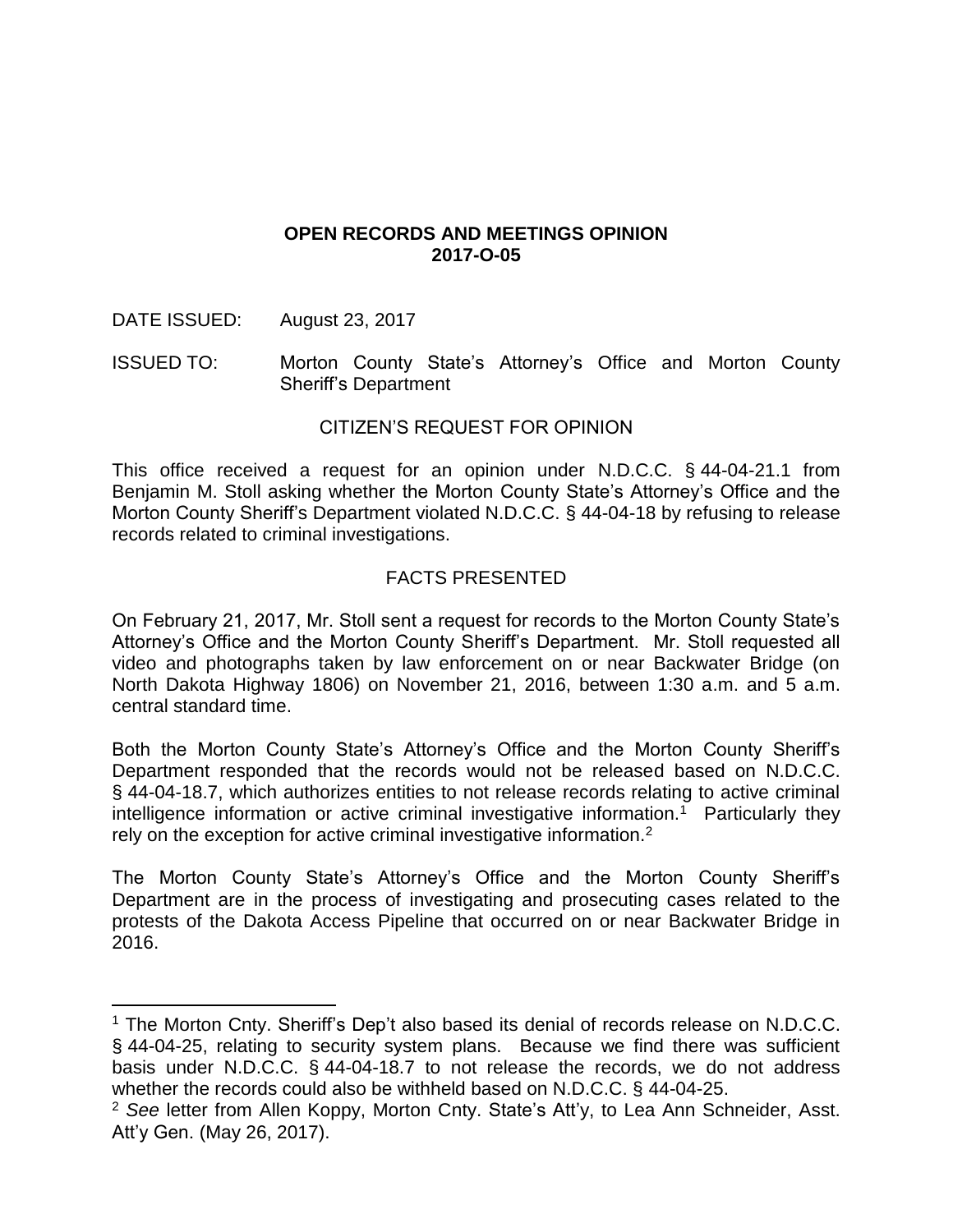# OPEN RECORDS AND MEETINGS OPINION 2017-O-05

DATE ISSUED: August 23, 2017

ISSUED TO: Morton County State's Attorney's Office and Morton County Sheriff's Department

## CITIZEN'S REQUEST FOR OPINION

This office received a request for an opinion under N.D.C.C. § 44-04-21.1 from Benjamin M. Stoll asking whether the Morton County State's Attorney's Office and the Morton County Sheriff's Department violated N.D.C.C. § 44-04-18 by refusing to release records related to criminal investigations.

## FACTS PRESENTED

On February 21, 2017, Mr. Stoll sent a request for records to the Morton County State's Attorney's Office and the Morton County Sheriff's Department. Mr. Stoll requested all video and photographs taken by law enforcement on or near Backwater Bridge (on North Dakota Highway 1806) on November 21, 2016, between 1:30 a.m. and 5 a.m. central standard time.

Both the Morton County State's Attorney's Office and the Morton County Sheriff's Department responded that the records would not be released based on N.D.C.C. § 44-04-18.7, which authorizes entities to not release records relating to active criminal intelligence information or active criminal investigative information.[1] Particularly they rely on the exception for active criminal investigative information.[2]

The Morton County State's Attorney's Office and the Morton County Sheriff's Department are in the process of investigating and prosecuting cases related to the protests of the Dakota Access Pipeline that occurred on or near Backwater Bridge in 2016.

---

[1] The Morton Cnty. Sheriff's Dep't also based its denial of records release on N.D.C.C. § 44-04-25, relating to security system plans. Because we find there was sufficient basis under N.D.C.C. § 44-04-18.7 to not release the records, we do not address whether the records could also be withheld based on N.D.C.C. § 44-04-25.

[2] *See* letter from Allen Koppy, Morton Cnty. State's Att'y, to Lea Ann Schneider, Asst. Att'y Gen. (May 26, 2017).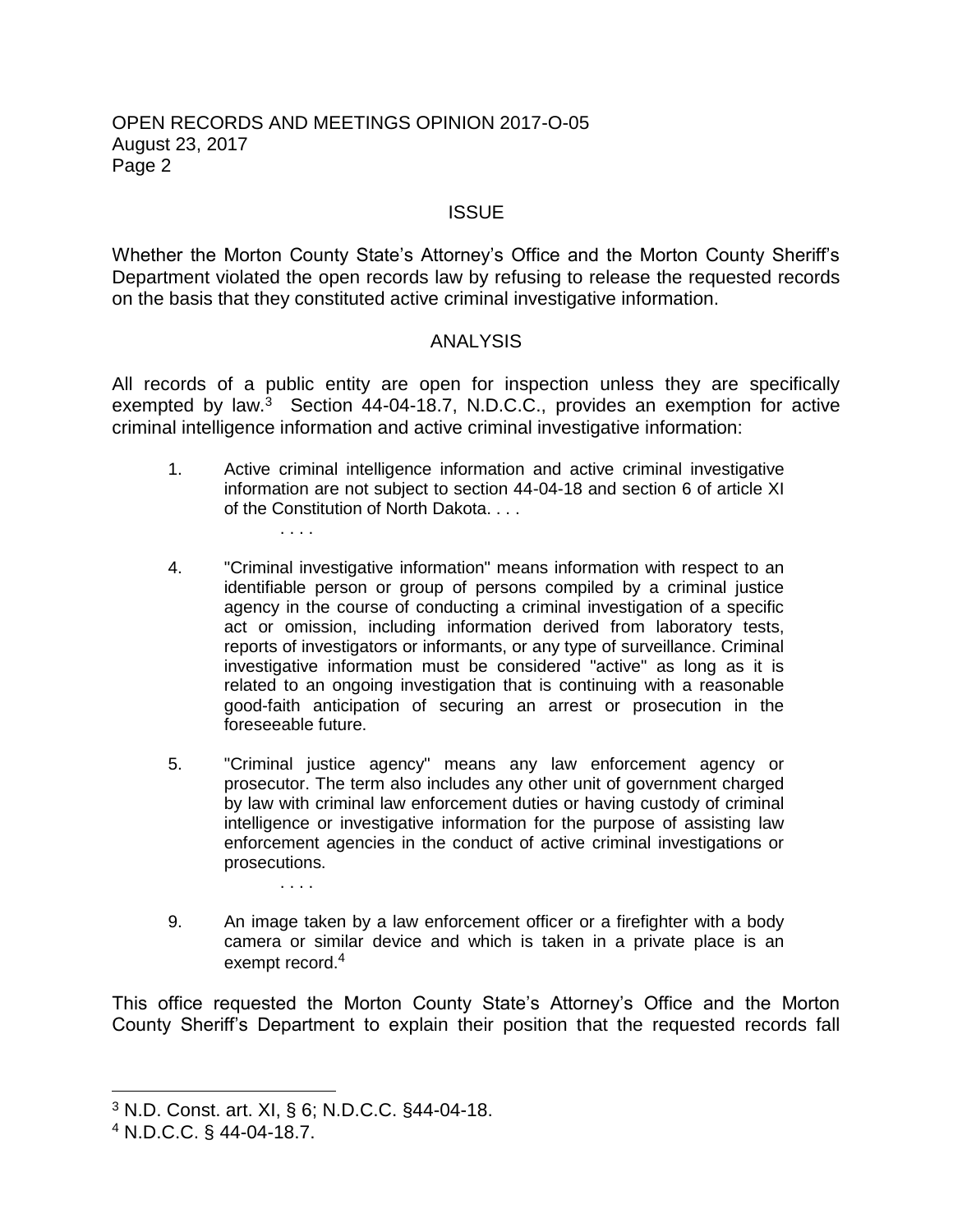## ISSUE

Whether the Morton County State's Attorney's Office and the Morton County Sheriff's Department violated the open records law by refusing to release the requested records on the basis that they constituted active criminal investigative information.

## ANALYSIS

All records of a public entity are open for inspection unless they are specifically exempted by law.[3] Section 44-04-18.7, N.D.C.C., provides an exemption for active criminal intelligence information and active criminal investigative information:

> 1. Active criminal intelligence information and active criminal investigative information are not subject to section 44-04-18 and section 6 of article XI of the Constitution of North Dakota. . . .
>
> . . . .
>
> 4. "Criminal investigative information" means information with respect to an identifiable person or group of persons compiled by a criminal justice agency in the course of conducting a criminal investigation of a specific act or omission, including information derived from laboratory tests, reports of investigators or informants, or any type of surveillance. Criminal investigative information must be considered "active" as long as it is related to an ongoing investigation that is continuing with a reasonable good-faith anticipation of securing an arrest or prosecution in the foreseeable future.
>
> 5. "Criminal justice agency" means any law enforcement agency or prosecutor. The term also includes any other unit of government charged by law with criminal law enforcement duties or having custody of criminal intelligence or investigative information for the purpose of assisting law enforcement agencies in the conduct of active criminal investigations or prosecutions.
>
> . . . .
>
> 9. An image taken by a law enforcement officer or a firefighter with a body camera or similar device and which is taken in a private place is an exempt record.[4]

This office requested the Morton County State's Attorney's Office and the Morton County Sheriff's Department to explain their position that the requested records fall

---

[3] N.D. Const. art. XI, § 6; N.D.C.C. §44-04-18.

[4] N.D.C.C. § 44-04-18.7.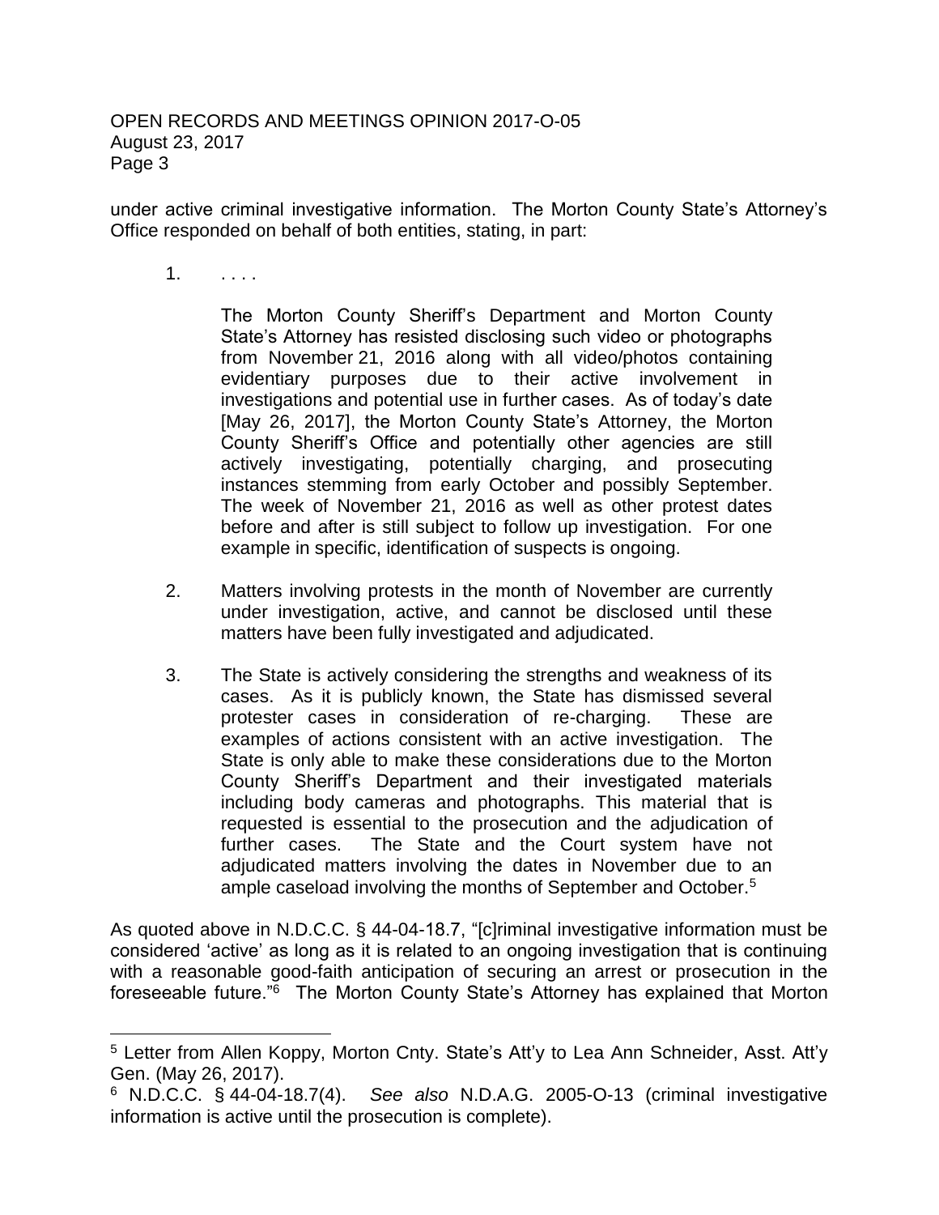under active criminal investigative information. The Morton County State's Attorney's Office responded on behalf of both entities, stating, in part:

> 1. . . . .
>
>    The Morton County Sheriff's Department and Morton County State's Attorney has resisted disclosing such video or photographs from November 21, 2016 along with all video/photos containing evidentiary purposes due to their active involvement in investigations and potential use in further cases. As of today's date [May 26, 2017], the Morton County State's Attorney, the Morton County Sheriff's Office and potentially other agencies are still actively investigating, potentially charging, and prosecuting instances stemming from early October and possibly September. The week of November 21, 2016 as well as other protest dates before and after is still subject to follow up investigation. For one example in specific, identification of suspects is ongoing.
>
> 2. Matters involving protests in the month of November are currently under investigation, active, and cannot be disclosed until these matters have been fully investigated and adjudicated.
>
> 3. The State is actively considering the strengths and weakness of its cases. As it is publicly known, the State has dismissed several protester cases in consideration of re-charging. These are examples of actions consistent with an active investigation. The State is only able to make these considerations due to the Morton County Sheriff's Department and their investigated materials including body cameras and photographs. This material that is requested is essential to the prosecution and the adjudication of further cases. The State and the Court system have not adjudicated matters involving the dates in November due to an ample caseload involving the months of September and October.[5]

As quoted above in N.D.C.C. § 44-04-18.7, "[c]riminal investigative information must be considered 'active' as long as it is related to an ongoing investigation that is continuing with a reasonable good-faith anticipation of securing an arrest or prosecution in the foreseeable future."[6] The Morton County State's Attorney has explained that Morton

---

[5] Letter from Allen Koppy, Morton Cnty. State's Att'y to Lea Ann Schneider, Asst. Att'y Gen. (May 26, 2017).

[6] N.D.C.C. § 44-04-18.7(4). *See also* N.D.A.G. 2005-O-13 (criminal investigative information is active until the prosecution is complete).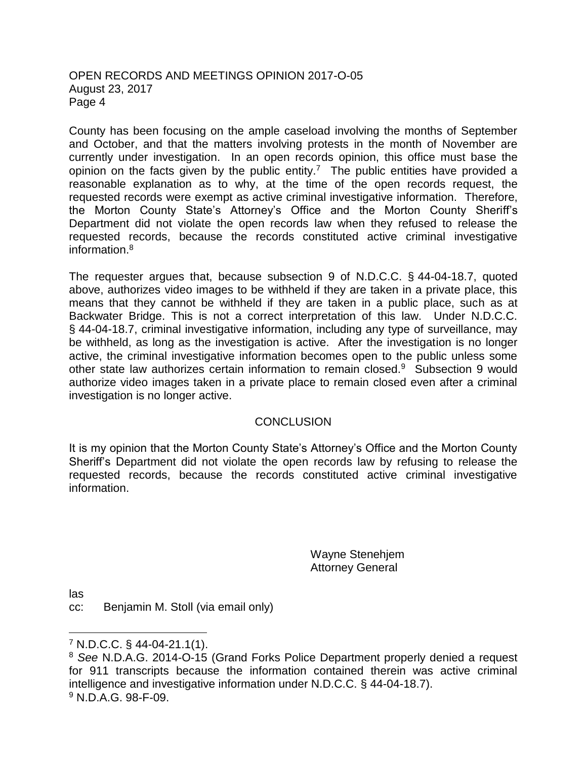County has been focusing on the ample caseload involving the months of September and October, and that the matters involving protests in the month of November are currently under investigation. In an open records opinion, this office must base the opinion on the facts given by the public entity.[7] The public entities have provided a reasonable explanation as to why, at the time of the open records request, the requested records were exempt as active criminal investigative information. Therefore, the Morton County State's Attorney's Office and the Morton County Sheriff's Department did not violate the open records law when they refused to release the requested records, because the records constituted active criminal investigative information.[8]

The requester argues that, because subsection 9 of N.D.C.C. § 44-04-18.7, quoted above, authorizes video images to be withheld if they are taken in a private place, this means that they cannot be withheld if they are taken in a public place, such as at Backwater Bridge. This is not a correct interpretation of this law. Under N.D.C.C. § 44-04-18.7, criminal investigative information, including any type of surveillance, may be withheld, as long as the investigation is active. After the investigation is no longer active, the criminal investigative information becomes open to the public unless some other state law authorizes certain information to remain closed.[9] Subsection 9 would authorize video images taken in a private place to remain closed even after a criminal investigation is no longer active.

## CONCLUSION

It is my opinion that the Morton County State's Attorney's Office and the Morton County Sheriff's Department did not violate the open records law by refusing to release the requested records, because the records constituted active criminal investigative information.

Wayne Stenehjem
Attorney General

las
cc: Benjamin M. Stoll (via email only)

---

[7] N.D.C.C. § 44-04-21.1(1).

[8] *See* N.D.A.G. 2014-O-15 (Grand Forks Police Department properly denied a request for 911 transcripts because the information contained therein was active criminal intelligence and investigative information under N.D.C.C. § 44-04-18.7).

[9] N.D.A.G. 98-F-09.